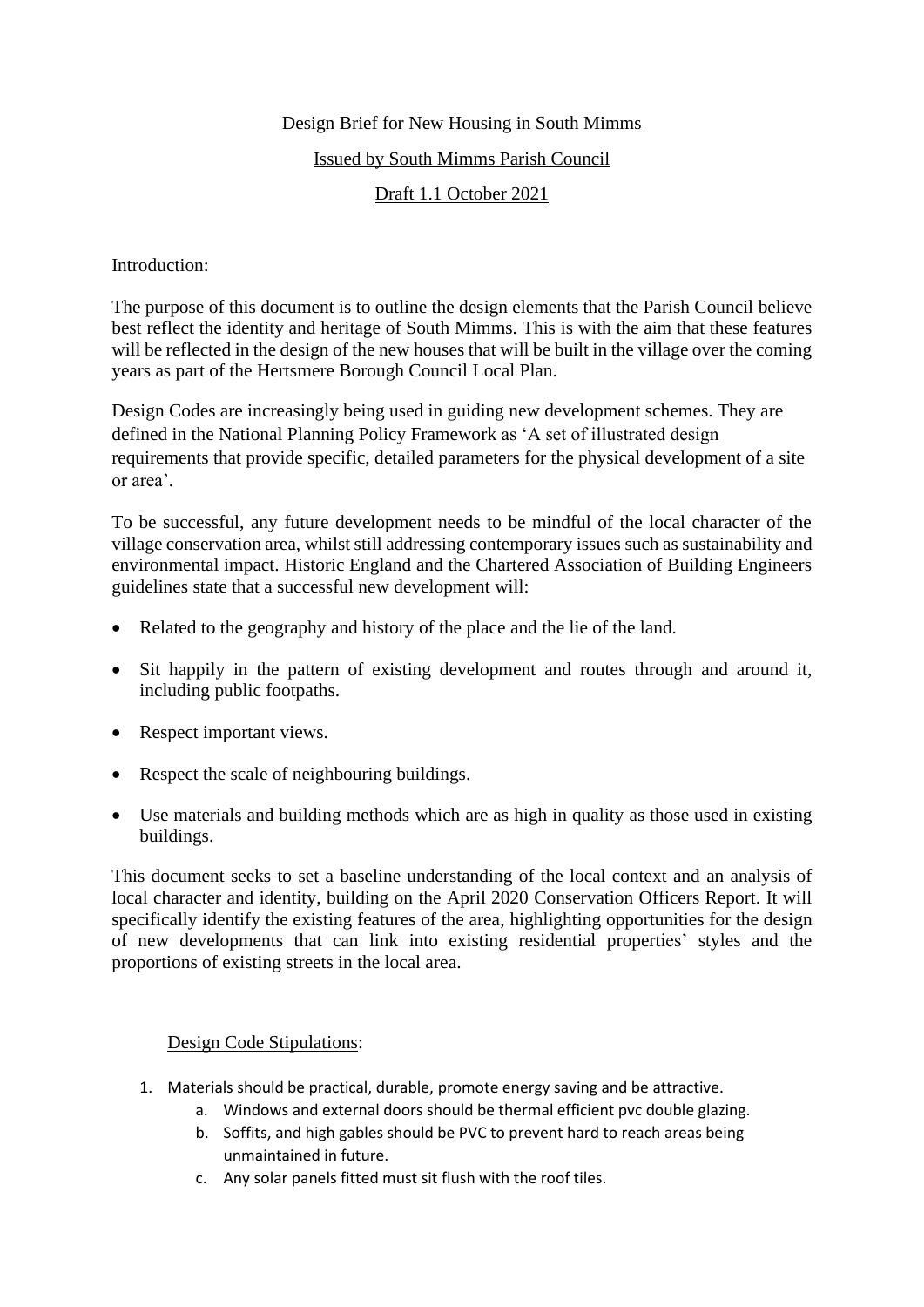# Design Brief for New Housing in South Mimms

## Issued by South Mimms Parish Council

## Draft 1.1 October 2021

Introduction:

The purpose of this document is to outline the design elements that the Parish Council believe best reflect the identity and heritage of South Mimms. This is with the aim that these features will be reflected in the design of the new houses that will be built in the village over the coming years as part of the Hertsmere Borough Council Local Plan.

Design Codes are increasingly being used in guiding new development schemes. They are defined in the National Planning Policy Framework as 'A set of illustrated design requirements that provide specific, detailed parameters for the physical development of a site or area'.

To be successful, any future development needs to be mindful of the local character of the village conservation area, whilst still addressing contemporary issues such as sustainability and environmental impact. Historic England and the Chartered Association of Building Engineers guidelines state that a successful new development will:

- Related to the geography and history of the place and the lie of the land.
- Sit happily in the pattern of existing development and routes through and around it, including public footpaths.
- Respect important views.
- Respect the scale of neighbouring buildings.
- Use materials and building methods which are as high in quality as those used in existing buildings.

This document seeks to set a baseline understanding of the local context and an analysis of local character and identity, building on the April 2020 Conservation Officers Report. It will specifically identify the existing features of the area, highlighting opportunities for the design of new developments that can link into existing residential properties' styles and the proportions of existing streets in the local area.

## Design Code Stipulations:

1. Materials should be practical, durable, promote energy saving and be attractive.
   a. Windows and external doors should be thermal efficient pvc double glazing.
   b. Soffits, and high gables should be PVC to prevent hard to reach areas being unmaintained in future.
   c. Any solar panels fitted must sit flush with the roof tiles.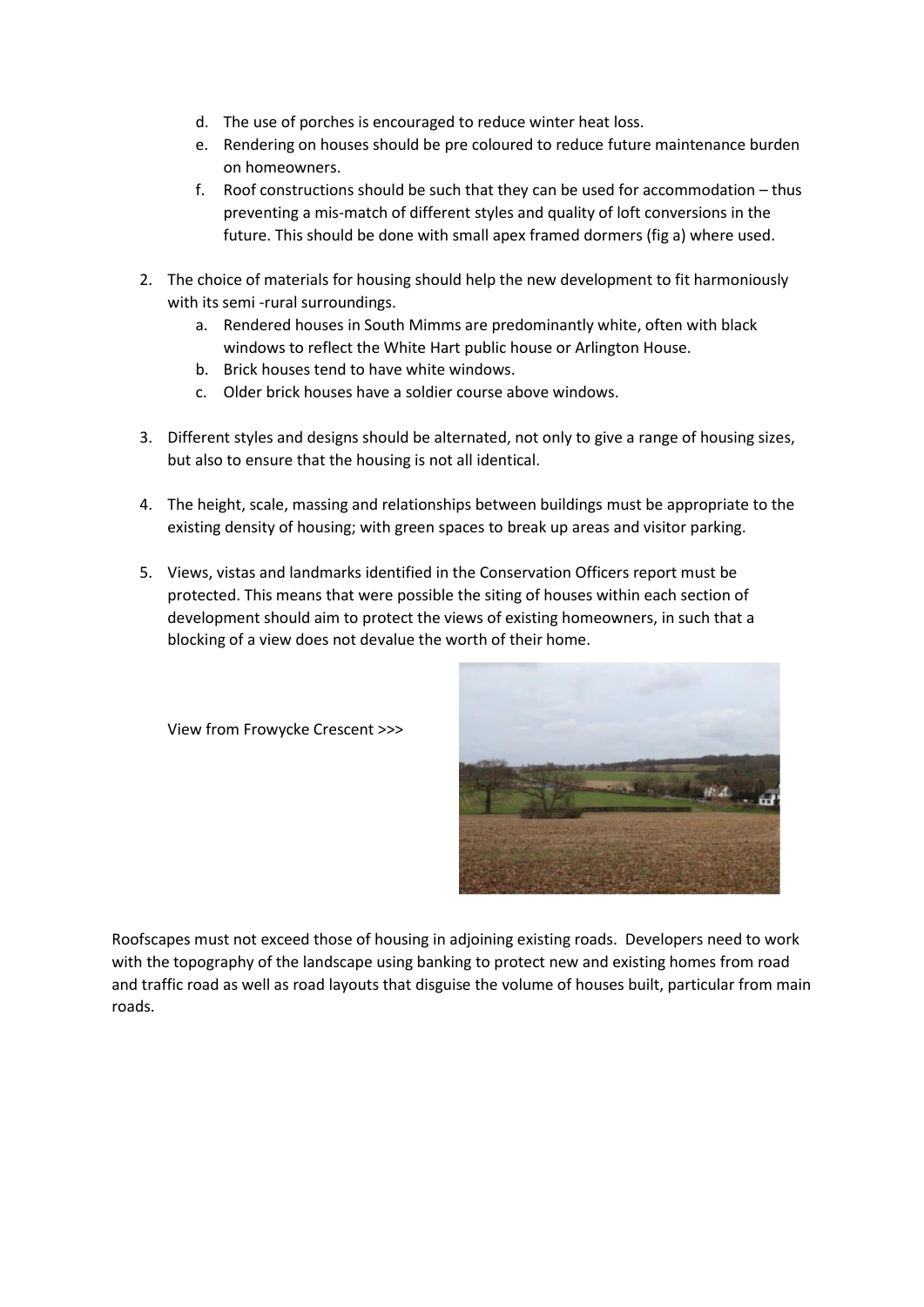d. The use of porches is encouraged to reduce winter heat loss.
   e. Rendering on houses should be pre coloured to reduce future maintenance burden on homeowners.
   f. Roof constructions should be such that they can be used for accommodation – thus preventing a mis-match of different styles and quality of loft conversions in the future. This should be done with small apex framed dormers (fig a) where used.

2. The choice of materials for housing should help the new development to fit harmoniously with its semi -rural surroundings.
   a. Rendered houses in South Mimms are predominantly white, often with black windows to reflect the White Hart public house or Arlington House.
   b. Brick houses tend to have white windows.
   c. Older brick houses have a soldier course above windows.

3. Different styles and designs should be alternated, not only to give a range of housing sizes, but also to ensure that the housing is not all identical.

4. The height, scale, massing and relationships between buildings must be appropriate to the existing density of housing; with green spaces to break up areas and visitor parking.

5. Views, vistas and landmarks identified in the Conservation Officers report must be protected. This means that were possible the siting of houses within each section of development should aim to protect the views of existing homeowners, in such that a blocking of a view does not devalue the worth of their home.

View from Frowycke Crescent >>>

Roofscapes must not exceed those of housing in adjoining existing roads. Developers need to work with the topography of the landscape using banking to protect new and existing homes from road and traffic road as well as road layouts that disguise the volume of houses built, particular from main roads.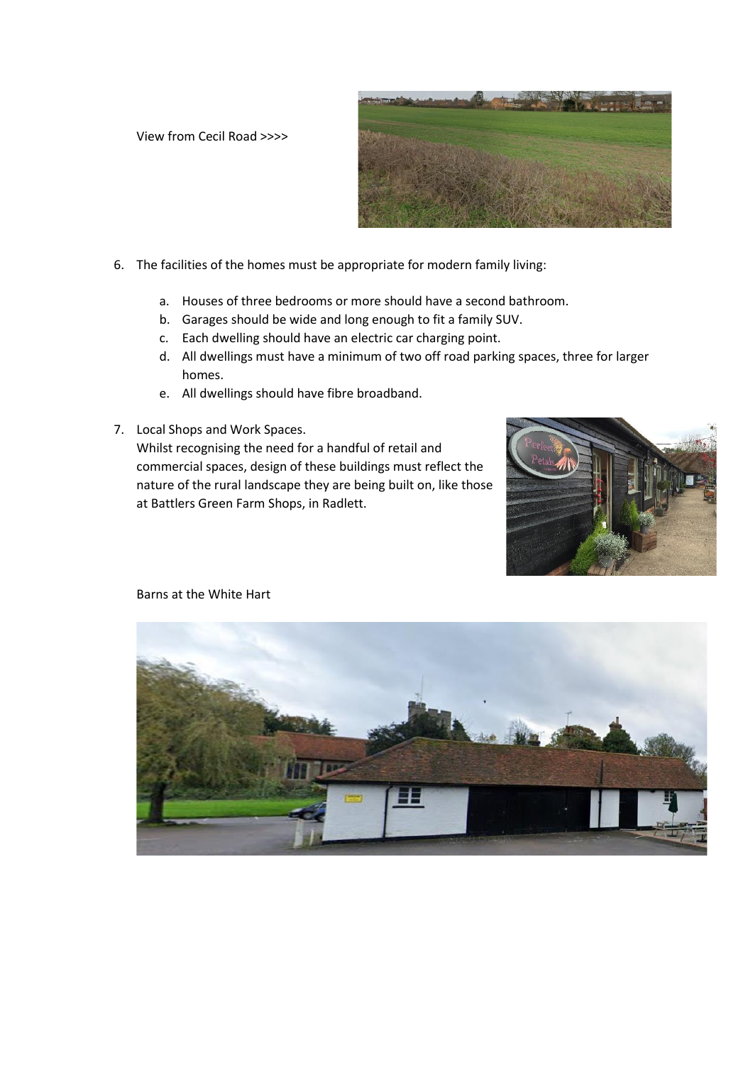View from Cecil Road >>>>

6. The facilities of the homes must be appropriate for modern family living:

    a. Houses of three bedrooms or more should have a second bathroom.
    b. Garages should be wide and long enough to fit a family SUV.
    c. Each dwelling should have an electric car charging point.
    d. All dwellings must have a minimum of two off road parking spaces, three for larger homes.
    e. All dwellings should have fibre broadband.

7. Local Shops and Work Spaces.
   Whilst recognising the need for a handful of retail and commercial spaces, design of these buildings must reflect the nature of the rural landscape they are being built on, like those at Battlers Green Farm Shops, in Radlett.

Barns at the White Hart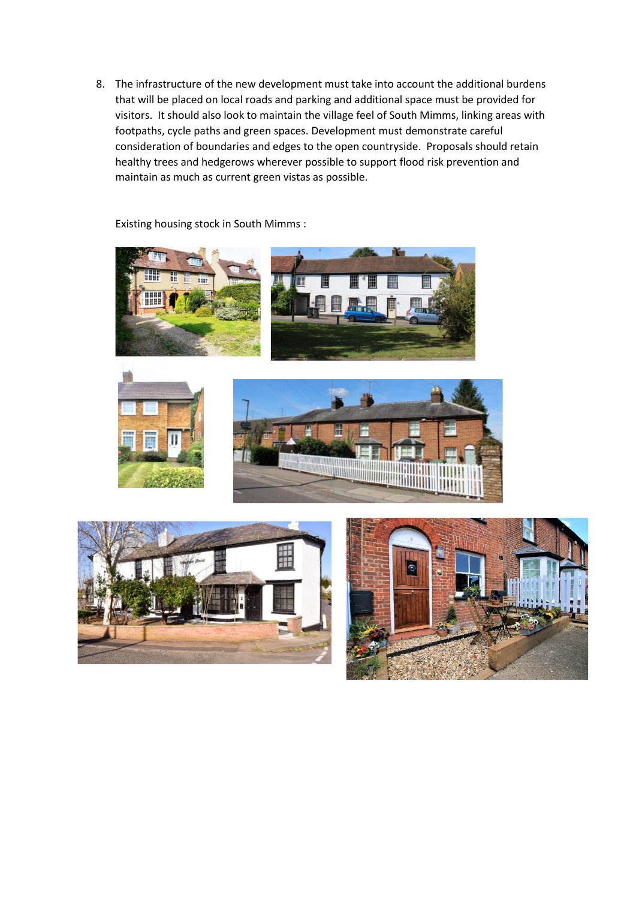8. The infrastructure of the new development must take into account the additional burdens that will be placed on local roads and parking and additional space must be provided for visitors. It should also look to maintain the village feel of South Mimms, linking areas with footpaths, cycle paths and green spaces. Development must demonstrate careful consideration of boundaries and edges to the open countryside. Proposals should retain healthy trees and hedgerows wherever possible to support flood risk prevention and maintain as much as current green vistas as possible.

Existing housing stock in South Mimms :